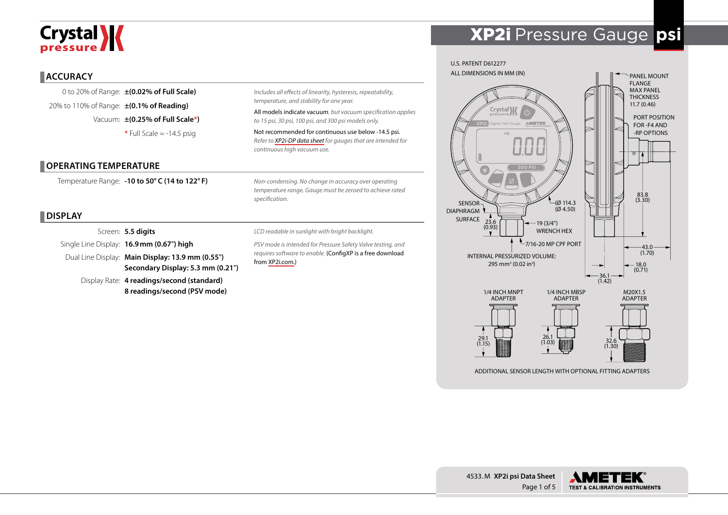# XP2i Pressure Gauge psi

## ACCURACY

| | |
|---|---|
| 0 to 20% of Range: | **±(0.02% of Full Scale)** |
| 20% to 110% of Range: | **±(0.1% of Reading)** |
| Vacuum: | **±(0.25% of Full Scale*)** |
| | * Full Scale = -14.5 psig |

*Includes all effects of linearity, hysteresis, repeatability, temperature, and stability for one year.*

All models indicate vacuum*, but vacuum specification applies to 15 psi, 30 psi, 100 psi, and 300 psi models only.*

Not recommended for continuous use below -14.5 psi. *Refer to XP2i-DP data sheet for gauges that are intended for continuous high vacuum use.*

## OPERATING TEMPERATURE

| | |
|---|---|
| Temperature Range: | **-10 to 50° C (14 to 122° F)** |

*Non-condensing. No change in accuracy over operating temperature range. Gauge must be zeroed to achieve rated specification.*

## DISPLAY

| | |
|---|---|
| Screen: | **5.5 digits** |
| Single Line Display: | **16.9 mm (0.67") high** |
| Dual Line Display: | **Main Display: 13.9 mm (0.55")** |
| | **Secondary Display: 5.3 mm (0.21")** |
| Display Rate: | **4 readings/second (standard)** |
| | **8 readings/second (PSV mode)** |

*LCD readable in sunlight with bright backlight.*

*PSV mode is intended for Pressure Safety Valve testing, and requires software to enable.* (ConfigXP is a free download from XP2i.com.)

U.S. PATENT D612277

ALL DIMENSIONS IN MM (IN)

PANEL MOUNT FLANGE MAX PANEL THICKNESS 11.7 (0.46)

PORT POSITION FOR -F4 AND -RP OPTIONS

SENSOR DIAPHRAGM SURFACE

23.6 (0.93)

(Ø 114.3 (Ø 4.50)

19 (3/4") WRENCH HEX

7/16-20 MP CPF PORT

83.8 (3.30)

43.0 (1.70)

18.0 (0.71)

36.1 (1.42)

INTERNAL PRESSURIZED VOLUME: 295 mm³ (0.02 in³)

1/4 INCH MNPT ADAPTER — 29.1 (1.15)

1/4 INCH MBSP ADAPTER — 26.1 (1.03)

M20X1.5 ADAPTER — 32.6 (1.30)

ADDITIONAL SENSOR LENGTH WITH OPTIONAL FITTING ADAPTERS

4533.M **XP2i psi Data Sheet**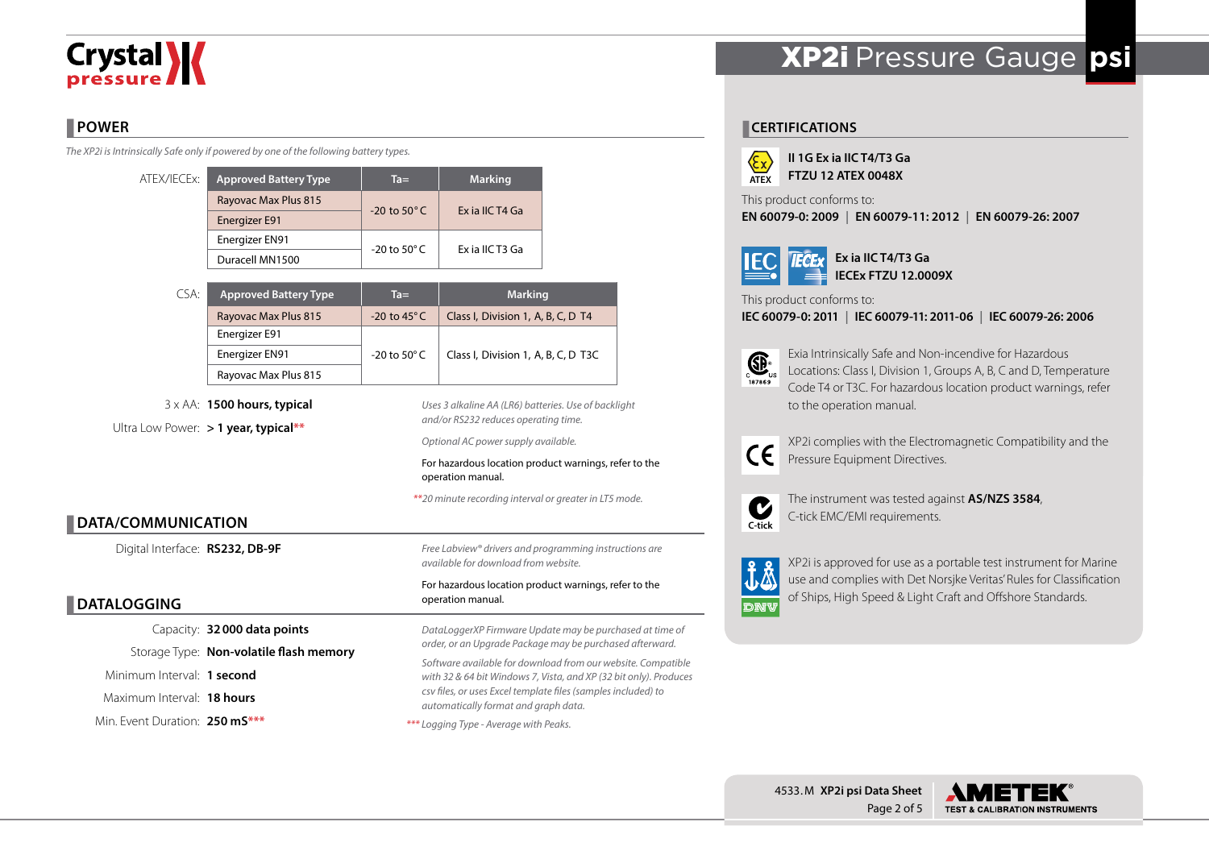# XP2i Pressure Gauge psi

## POWER

*The XP2i is Intrinsically Safe only if powered by one of the following battery types.*

ATEX/IECEx:

| Approved Battery Type | Ta= | Marking |
|---|---|---|
| Rayovac Max Plus 815 | -20 to 50° C | Ex ia IIC T4 Ga |
| Energizer E91 | | |
| Energizer EN91 | -20 to 50° C | Ex ia IIC T3 Ga |
| Duracell MN1500 | | |

CSA:

| Approved Battery Type | Ta= | Marking |
|---|---|---|
| Rayovac Max Plus 815 | -20 to 45° C | Class I, Division 1, A, B, C, D T4 |
| Energizer E91 | -20 to 50° C | Class I, Division 1, A, B, C, D T3C |
| Energizer EN91 | | |
| Rayovac Max Plus 815 | | |

3 x AA: **1500 hours, typical**

Ultra Low Power: **> 1 year, typical****

*Uses 3 alkaline AA (LR6) batteries. Use of backlight and/or RS232 reduces operating time.*

*Optional AC power supply available.*

For hazardous location product warnings, refer to the operation manual.

*\*\*20 minute recording interval or greater in LT5 mode.*

## DATA/COMMUNICATION

Digital Interface: **RS232, DB-9F**

*Free Labview® drivers and programming instructions are available for download from website.*

For hazardous location product warnings, refer to the operation manual.

## DATALOGGING

Capacity: **32 000 data points**

Storage Type: **Non-volatile flash memory**

Minimum Interval: **1 second**

Maximum Interval: **18 hours**

Min. Event Duration: **250 mS*****

*DataLoggerXP Firmware Update may be purchased at time of order, or an Upgrade Package may be purchased afterward.*

*Software available for download from our website. Compatible with 32 & 64 bit Windows 7, Vista, and XP (32 bit only). Produces csv files, or uses Excel template files (samples included) to automatically format and graph data.*

*\*\*\* Logging Type - Average with Peaks.*

## CERTIFICATIONS

ATEX

**II 1G Ex ia IIC T4/T3 Ga**
**FTZU 12 ATEX 0048X**

This product conforms to:
**EN 60079-0: 2009** | **EN 60079-11: 2012** | **EN 60079-26: 2007**

IEC IECEx

**Ex ia IIC T4/T3 Ga**
**IECEx FTZU 12.0009X**

This product conforms to:
**IEC 60079-0: 2011** | **IEC 60079-11: 2011-06** | **IEC 60079-26: 2006**

Exia Intrinsically Safe and Non-incendive for Hazardous Locations: Class I, Division 1, Groups A, B, C and D, Temperature Code T4 or T3C. For hazardous location product warnings, refer to the operation manual.

XP2i complies with the Electromagnetic Compatibility and the Pressure Equipment Directives.

The instrument was tested against **AS/NZS 3584**, C-tick EMC/EMI requirements.

XP2i is approved for use as a portable test instrument for Marine use and complies with Det Norsjke Veritas' Rules for Classification of Ships, High Speed & Light Craft and Offshore Standards.

4533.M **XP2i psi Data Sheet**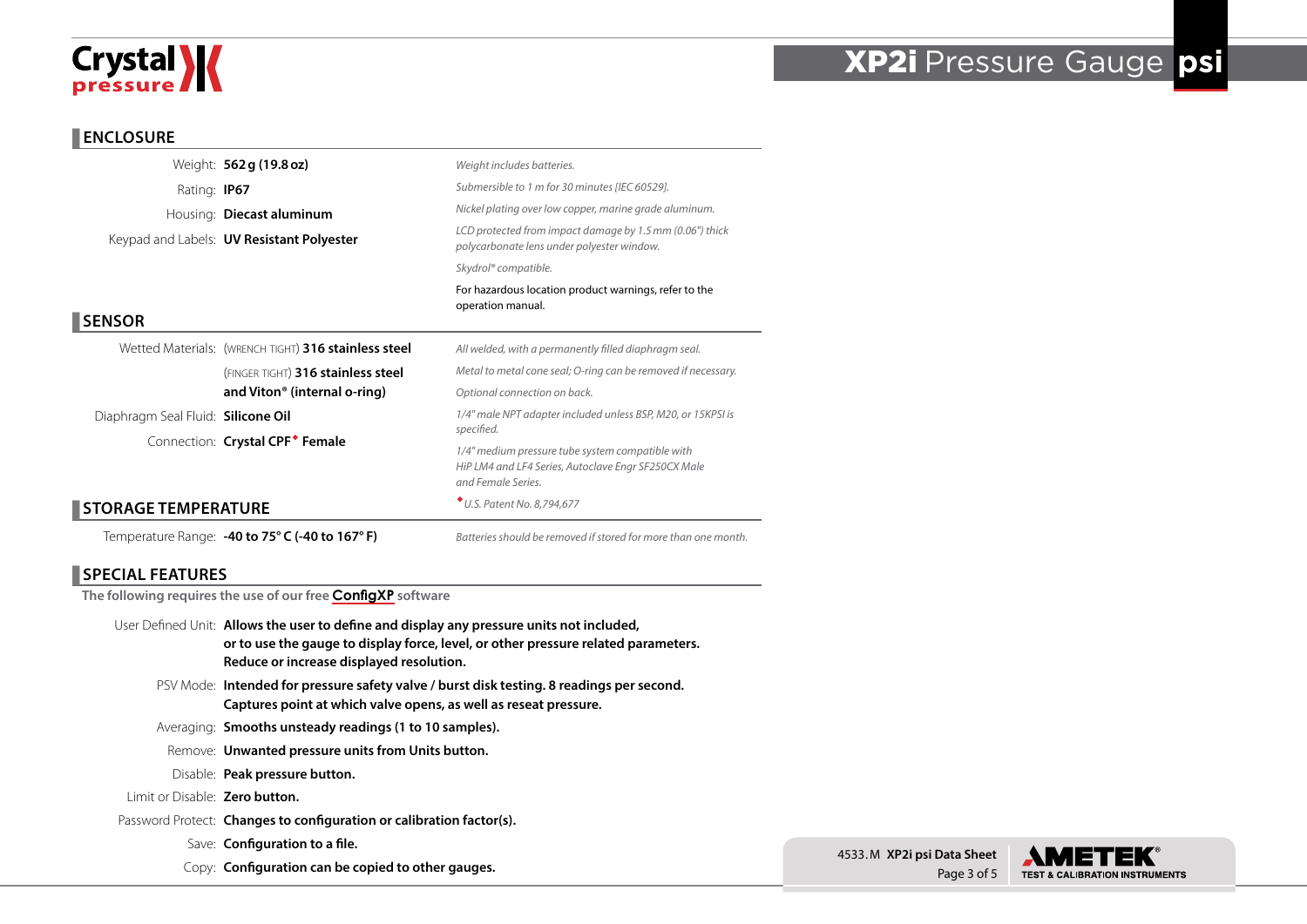# XP2i Pressure Gauge psi

## ENCLOSURE

| | | |
|---|---|---|
| Weight: | **562 g (19.8 oz)** | *Weight includes batteries.* |
| Rating: | **IP67** | *Submersible to 1 m for 30 minutes [IEC 60529].* |
| Housing: | **Diecast aluminum** | *Nickel plating over low copper, marine grade aluminum.* |
| Keypad and Labels: | **UV Resistant Polyester** | *LCD protected from impact damage by 1.5 mm (0.06") thick polycarbonate lens under polyester window.* |
| | | *Skydrol® compatible.* |
| | | For hazardous location product warnings, refer to the operation manual. |

## SENSOR

| | | |
|---|---|---|
| Wetted Materials: | (WRENCH TIGHT) **316 stainless steel** | *All welded, with a permanently filled diaphragm seal.* |
| | (FINGER TIGHT) **316 stainless steel and Viton® (internal o-ring)** | *Metal to metal cone seal; O-ring can be removed if necessary.* |
| | | *Optional connection on back.* |
| Diaphragm Seal Fluid: | **Silicone Oil** | *1/4" male NPT adapter included unless BSP, M20, or 15KPSI is specified.* |
| Connection: | **Crystal CPF♦ Female** | *1/4" medium pressure tube system compatible with HiP LM4 and LF4 Series, Autoclave Engr SF250CX Male and Female Series.* |
| | | *♦U.S. Patent No. 8,794,677* |

## STORAGE TEMPERATURE

| | | |
|---|---|---|
| Temperature Range: | **-40 to 75° C (-40 to 167° F)** | *Batteries should be removed if stored for more than one month.* |

## SPECIAL FEATURES

**The following requires the use of our free ConfigXP software**

| | |
|---|---|
| User Defined Unit: | **Allows the user to define and display any pressure units not included, or to use the gauge to display force, level, or other pressure related parameters. Reduce or increase displayed resolution.** |
| PSV Mode: | **Intended for pressure safety valve / burst disk testing. 8 readings per second. Captures point at which valve opens, as well as reseat pressure.** |
| Averaging: | **Smooths unsteady readings (1 to 10 samples).** |
| Remove: | **Unwanted pressure units from Units button.** |
| Disable: | **Peak pressure button.** |
| Limit or Disable: | **Zero button.** |
| Password Protect: | **Changes to configuration or calibration factor(s).** |
| Save: | **Configuration to a file.** |
| Copy: | **Configuration can be copied to other gauges.** |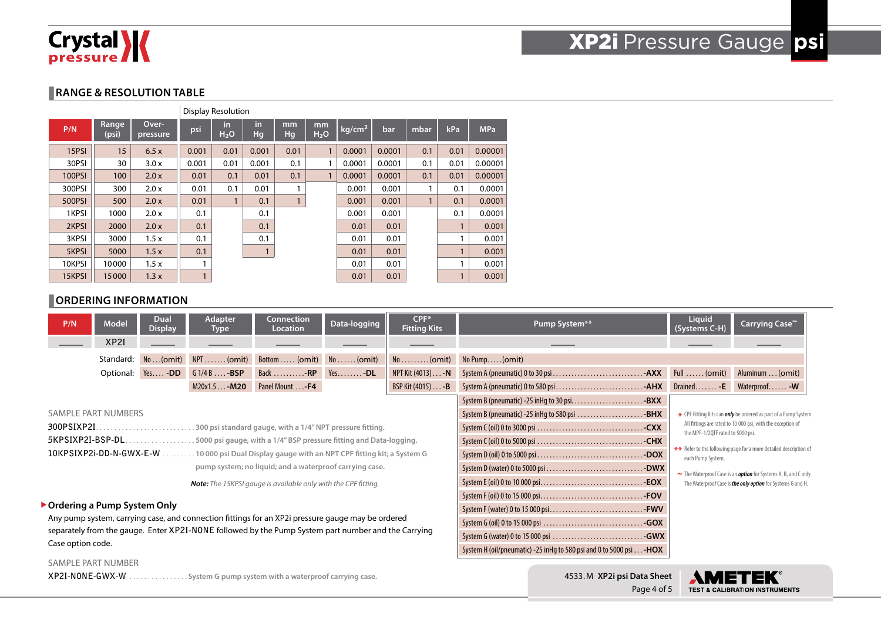# XP2i Pressure Gauge psi

## RANGE & RESOLUTION TABLE

| P/N | Range (psi) | Over-pressure | Display Resolution | | | | | | | | | |
|---|---|---|---|---|---|---|---|---|---|---|---|---|
| | | | psi | in $H_2O$ | in Hg | mm Hg | mm $H_2O$ | kg/cm² | bar | mbar | kPa | MPa |
| 15PSI | 15 | 6.5 x | 0.001 | 0.01 | 0.001 | 0.01 | 1 | 0.0001 | 0.0001 | 0.1 | 0.01 | 0.00001 |
| 30PSI | 30 | 3.0 x | 0.001 | 0.01 | 0.001 | 0.1 | 1 | 0.0001 | 0.0001 | 0.1 | 0.01 | 0.00001 |
| 100PSI | 100 | 2.0 x | 0.01 | 0.1 | 0.01 | 0.1 | 1 | 0.0001 | 0.0001 | 0.1 | 0.01 | 0.00001 |
| 300PSI | 300 | 2.0 x | 0.01 | 0.1 | 0.01 | 1 | | 0.001 | 0.001 | 1 | 0.1 | 0.0001 |
| 500PSI | 500 | 2.0 x | 0.01 | 1 | 0.1 | 1 | | 0.001 | 0.001 | 1 | 0.1 | 0.0001 |
| 1KPSI | 1000 | 2.0 x | 0.1 | | 0.1 | | | 0.001 | 0.001 | | 0.1 | 0.0001 |
| 2KPSI | 2000 | 2.0 x | 0.1 | | 0.1 | | | 0.01 | 0.01 | | 1 | 0.001 |
| 3KPSI | 3000 | 1.5 x | 0.1 | | 0.1 | | | 0.01 | 0.01 | | 1 | 0.001 |
| 5KPSI | 5000 | 1.5 x | 0.1 | | 1 | | | 0.01 | 0.01 | | 1 | 0.001 |
| 10KPSI | 10 000 | 1.5 x | 1 | | | | | 0.01 | 0.01 | | 1 | 0.001 |
| 15KPSI | 15 000 | 1.3 x | 1 | | | | | 0.01 | 0.01 | | 1 | 0.001 |

## ORDERING INFORMATION

| | P/N | Model | Dual Display | Adapter Type | Connection Location | Data-logging | CPF* Fitting Kits | Pump System** | Liquid (Systems C-H) | Carrying Case~ |
|---|---|---|---|---|---|---|---|---|---|---|
| | ____ | XP2I | ____ | ____ | ____ | ____ | ____ | ____ | ____ | ____ |
| Standard: | | | No ...(omit) | NPT ....... (omit) | Bottom ..... (omit) | No ...... (omit) | No ......... (omit) | No Pump..... (omit) | | |
| Optional: | | | Yes.... **-DD** | G 1/4 B .... **-BSP** | Back .......... **-RP** | Yes........ **-DL** | NPT Kit (4013) ... **-N** | System A (pneumatic) 0 to 30 psi ... **-AXX** | Full ...... (omit) | Aluminum ... (omit) |
| | | | | M20x1.5 ... **-M20** | Panel Mount ... **-F4** | | BSP Kit (4015) ... **-B** | System A (pneumatic) 0 to 580 psi ... **-AHX** | Drained....... **-E** | Waterproof...... **-W** |
| | | | | | | | | System B (pneumatic) -25 inHg to 30 psi ... **-BXX** | | |
| | | | | | | | | System B (pneumatic) -25 inHg to 580 psi ... **-BHX** | | |
| | | | | | | | | System C (oil) 0 to 3000 psi ... **-CXX** | | |
| | | | | | | | | System C (oil) 0 to 5000 psi ... **-CHX** | | |
| | | | | | | | | System D (oil) 0 to 5000 psi ... **-DOX** | | |
| | | | | | | | | System D (water) 0 to 5000 psi ... **-DWX** | | |
| | | | | | | | | System E (oil) 0 to 10 000 psi ... **-EOX** | | |
| | | | | | | | | System F (oil) 0 to 15 000 psi ... **-FOV** | | |
| | | | | | | | | System F (water) 0 to 15 000 psi ... **-FWV** | | |
| | | | | | | | | System G (oil) 0 to 15 000 psi ... **-GOX** | | |
| | | | | | | | | System G (water) 0 to 15 000 psi ... **-GWX** | | |
| | | | | | | | | System H (oil/pneumatic) -25 inHg to 580 psi and 0 to 5000 psi ... **-HOX** | | |

\* CPF Fitting Kits can ***only*** be ordered as part of a Pump System. All fittings are rated to 10 000 psi, with the exception of the MPF-1/2QTF rated to 5000 psi.

\*\* Refer to the following page for a more detailed description of each Pump System.

~ The Waterproof Case is an ***option*** for Systems A, B, and C only. The Waterproof Case is ***the only option*** for Systems G and H.

SAMPLE PART NUMBERS

300PSIXP2I ........................... 300 psi standard gauge, with a 1/4" NPT pressure fitting.

5KPSIXP2I-BSP-DL ................... 5000 psi gauge, with a 1/4" BSP pressure fitting and Data-logging.

10KPSIXP2i-DD-N-GWX-E-W ......... 10 000 psi Dual Display gauge with an NPT CPF fitting kit; a System G pump system; no liquid; and a waterproof carrying case.

***Note:*** *The 15KPSI gauge is available only with the CPF fitting.*

### Ordering a Pump System Only

Any pump system, carrying case, and connection fittings for an XP2i pressure gauge may be ordered separately from the gauge. Enter XP2I-NONE followed by the Pump System part number and the Carrying Case option code.

SAMPLE PART NUMBER

XP2I-NONE-GWX-W ................ System G pump system with a waterproof carrying case.

4533.M **XP2i psi Data Sheet**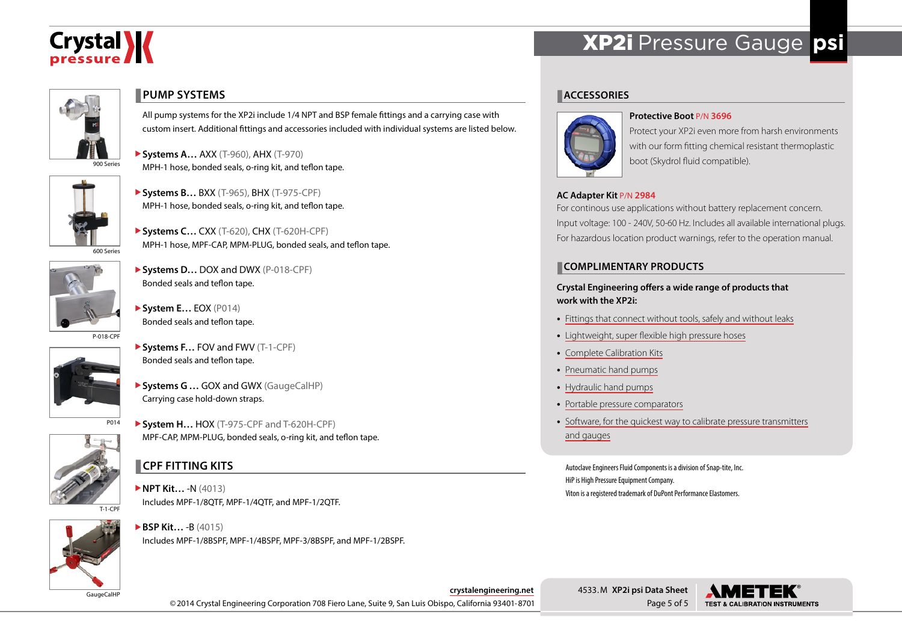## PUMP SYSTEMS

All pump systems for the XP2i include 1/4 NPT and BSP female fittings and a carrying case with custom insert. Additional fittings and accessories included with individual systems are listed below.

▶ **Systems A…** AXX (T-960), AHX (T-970)
MPH-1 hose, bonded seals, o-ring kit, and teflon tape.

▶ **Systems B…** BXX (T-965), BHX (T-975-CPF)
MPH-1 hose, bonded seals, o-ring kit, and teflon tape.

▶ **Systems C…** CXX (T-620), CHX (T-620H-CPF)
MPH-1 hose, MPF-CAP, MPM-PLUG, bonded seals, and teflon tape.

▶ **Systems D…** DOX and DWX (P-018-CPF)
Bonded seals and teflon tape.

▶ **System E…** EOX (P014)
Bonded seals and teflon tape.

▶ **Systems F…** FOV and FWV (T-1-CPF)
Bonded seals and teflon tape.

▶ **Systems G…** GOX and GWX (GaugeCalHP)
Carrying case hold-down straps.

▶ **System H…** HOX (T-975-CPF and T-620H-CPF)
MPF-CAP, MPM-PLUG, bonded seals, o-ring kit, and teflon tape.

900 Series

600 Series

P-018-CPF

P014

T-1-CPF

GaugeCalHP

## CPF FITTING KITS

▶ **NPT Kit…** -N (4013)
Includes MPF-1/8QTF, MPF-1/4QTF, and MPF-1/2QTF.

▶ **BSP Kit…** -B (4015)
Includes MPF-1/8BSPF, MPF-1/4BSPF, MPF-3/8BSPF, and MPF-1/2BSPF.

## ACCESSORIES

**Protective Boot** P/N **3696**
Protect your XP2i even more from harsh environments with our form fitting chemical resistant thermoplastic boot (Skydrol fluid compatible).

**AC Adapter Kit** P/N **2984**
For continous use applications without battery replacement concern. Input voltage: 100 - 240V, 50-60 Hz. Includes all available international plugs. For hazardous location product warnings, refer to the operation manual.

## COMPLIMENTARY PRODUCTS

**Crystal Engineering offers a wide range of products that work with the XP2i:**

- Fittings that connect without tools, safely and without leaks
- Lightweight, super flexible high pressure hoses
- Complete Calibration Kits
- Pneumatic hand pumps
- Hydraulic hand pumps
- Portable pressure comparators
- Software, for the quickest way to calibrate pressure transmitters and gauges

Autoclave Engineers Fluid Components is a division of Snap-tite, Inc.
HiP is High Pressure Equipment Company.
Viton is a registered trademark of DuPont Performance Elastomers.

crystalengineering.net
© 2014 Crystal Engineering Corporation 708 Fiero Lane, Suite 9, San Luis Obispo, California 93401-8701

4533.M **XP2i psi Data Sheet**